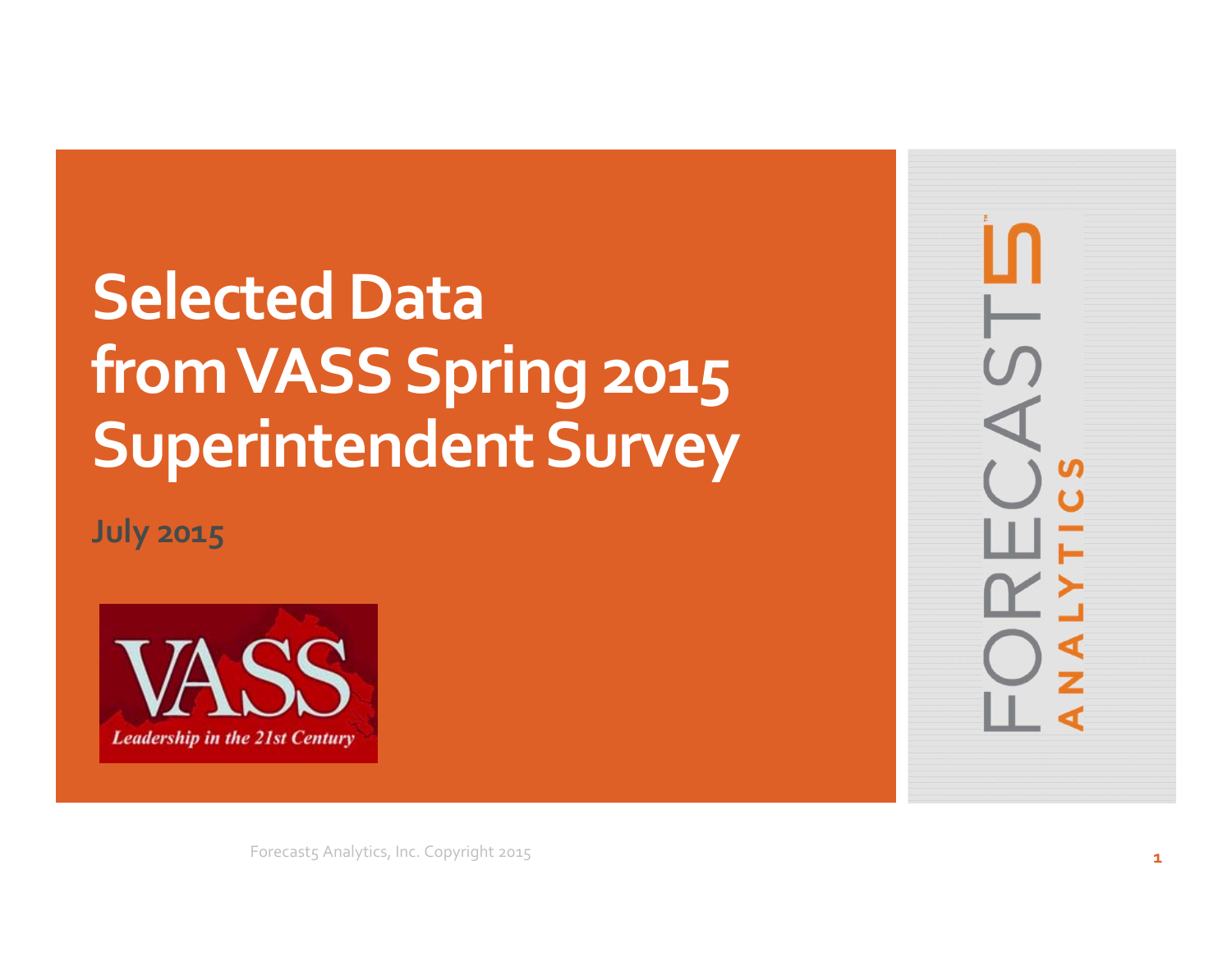# Selected Data from VASS Spring 2015 Superintendent Survey

**July 2015**

VASS

*Leadership in the 21st Century*

FORECAST5 ANALYTICS

Forecast5 Analytics, Inc. Copyright 2015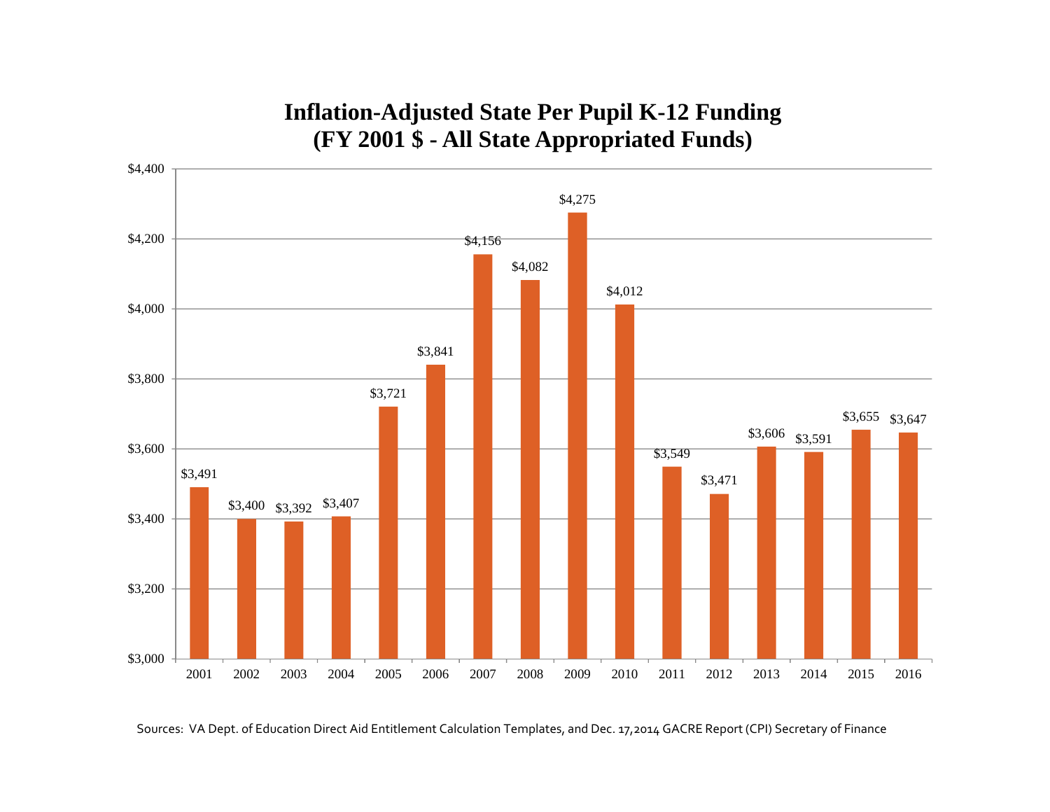# Inflation-Adjusted State Per Pupil K-12 Funding
## (FY 2001 $ - All State Appropriated Funds)

| Year | Funding |
|---|---|
| 2001 | $3,491 |
| 2002 | $3,400 |
| 2003 | $3,392 |
| 2004 | $3,407 |
| 2005 | $3,721 |
| 2006 | $3,841 |
| 2007 | $4,156 |
| 2008 | $4,082 |
| 2009 | $4,275 |
| 2010 | $4,012 |
| 2011 | $3,549 |
| 2012 | $3,471 |
| 2013 | $3,606 |
| 2014 | $3,591 |
| 2015 | $3,655 |
| 2016 | $3,647 |

Sources: VA Dept. of Education Direct Aid Entitlement Calculation Templates, and Dec. 17,2014 GACRE Report (CPI) Secretary of Finance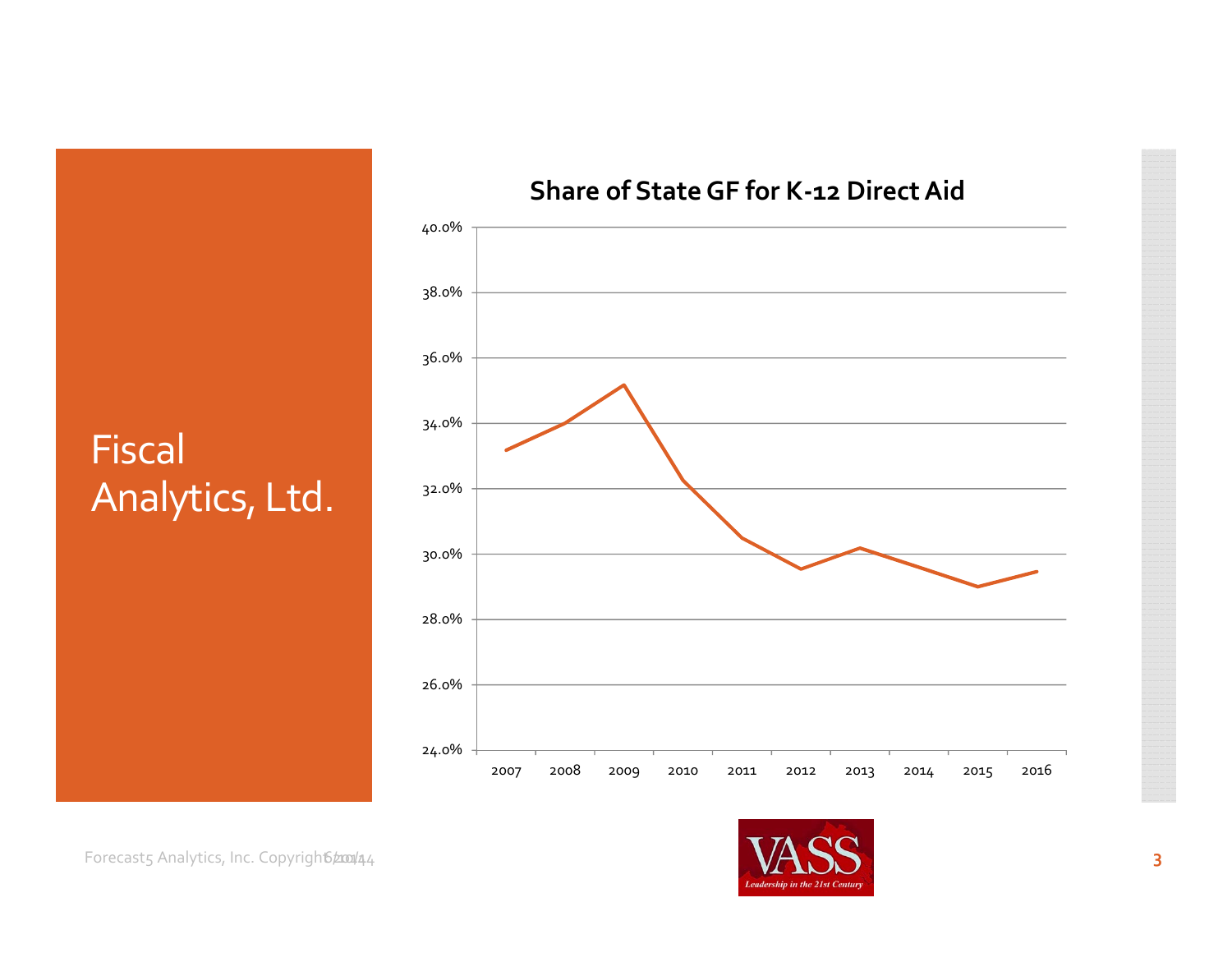# Fiscal Analytics, Ltd.

## Share of State GF for K-12 Direct Aid

| Year | Share |
|---|---|
| 2007 | ~33.2% |
| 2008 | ~34.0% |
| 2009 | ~35.2% |
| 2010 | ~32.3% |
| 2011 | ~30.5% |
| 2012 | ~29.5% |
| 2013 | ~30.2% |
| 2014 | ~29.6% |
| 2015 | ~29.0% |
| 2016 | ~29.5% |

Forecast5 Analytics, Inc. Copyright 6/2014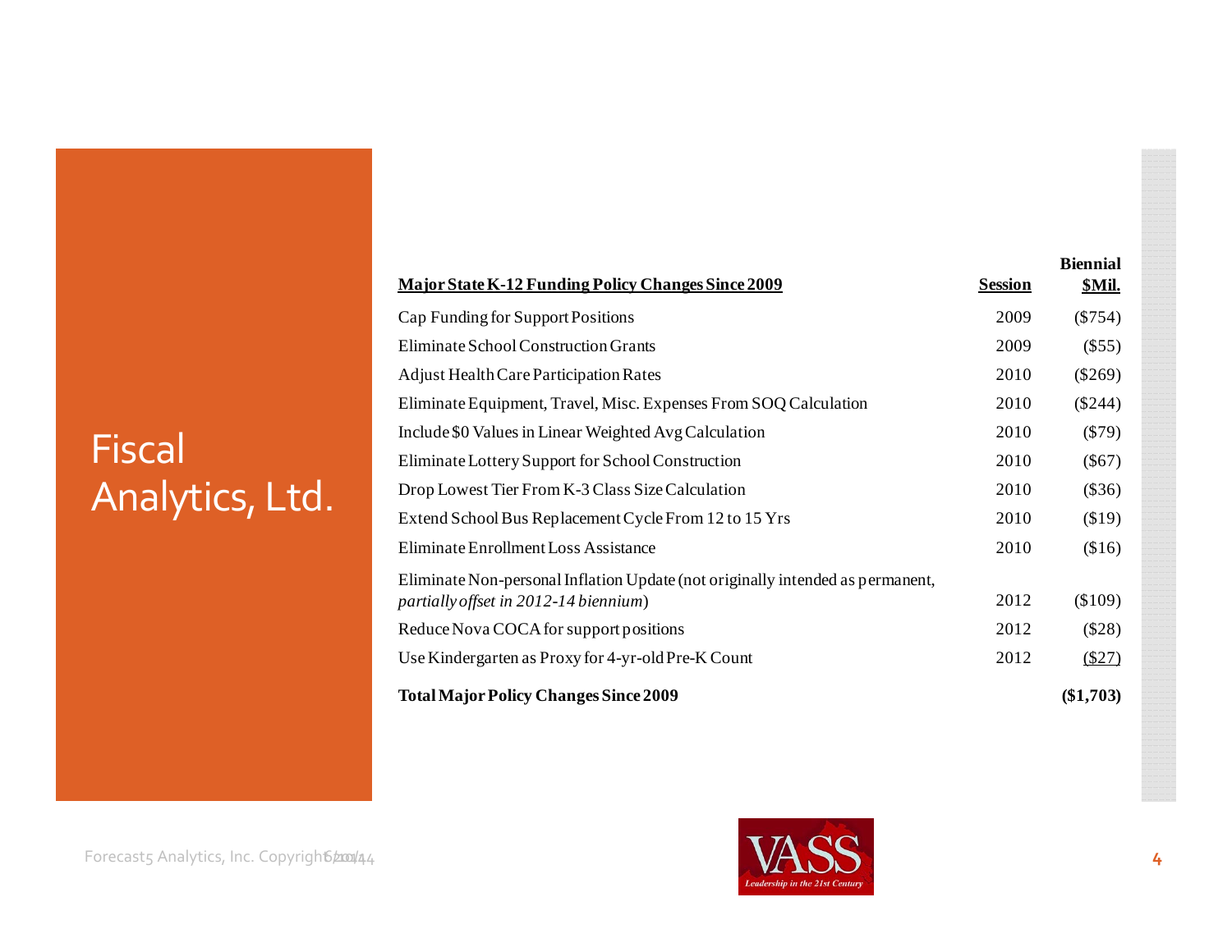# Fiscal Analytics, Ltd.

| Major State K-12 Funding Policy Changes Since 2009 | Session | Biennial $Mil. |
|---|---|---|
| Cap Funding for Support Positions | 2009 | ($754) |
| Eliminate School Construction Grants | 2009 | ($55) |
| Adjust Health Care Participation Rates | 2010 | ($269) |
| Eliminate Equipment, Travel, Misc. Expenses From SOQ Calculation | 2010 | ($244) |
| Include $0 Values in Linear Weighted Avg Calculation | 2010 | ($79) |
| Eliminate Lottery Support for School Construction | 2010 | ($67) |
| Drop Lowest Tier From K-3 Class Size Calculation | 2010 | ($36) |
| Extend School Bus Replacement Cycle From 12 to 15 Yrs | 2010 | ($19) |
| Eliminate Enrollment Loss Assistance | 2010 | ($16) |
| Eliminate Non-personal Inflation Update (not originally intended as permanent, *partially offset in 2012-14 biennium*) | 2012 | ($109) |
| Reduce Nova COCA for support positions | 2012 | ($28) |
| Use Kindergarten as Proxy for 4-yr-old Pre-K Count | 2012 | ($27) |
| **Total Major Policy Changes Since 2009** | | **($1,703)** |

Forecast5 Analytics, Inc. Copyright 2014

VASS Leadership in the 21st Century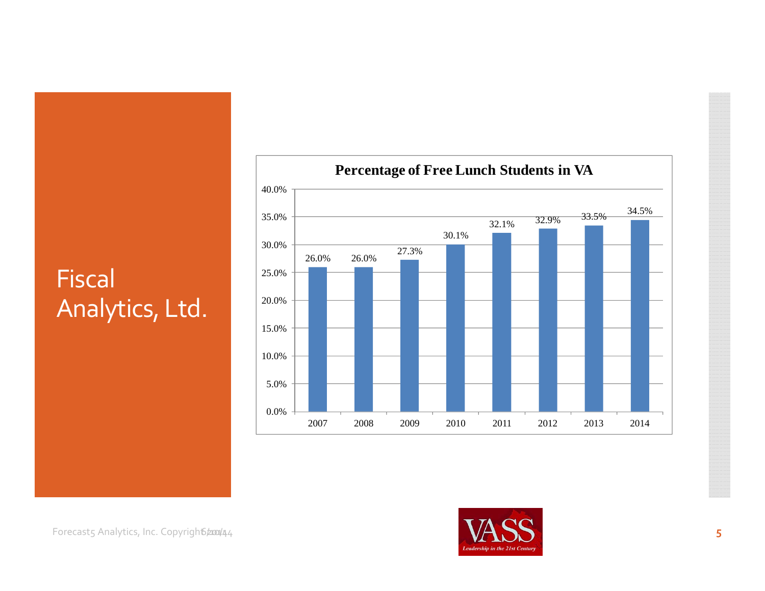# Fiscal Analytics, Ltd.

**Percentage of Free Lunch Students in VA**

| Year | Percentage |
|---|---|
| 2007 | 26.0% |
| 2008 | 26.0% |
| 2009 | 27.3% |
| 2010 | 30.1% |
| 2011 | 32.1% |
| 2012 | 32.9% |
| 2013 | 33.5% |
| 2014 | 34.5% |

Forecast5 Analytics, Inc. Copyright 2014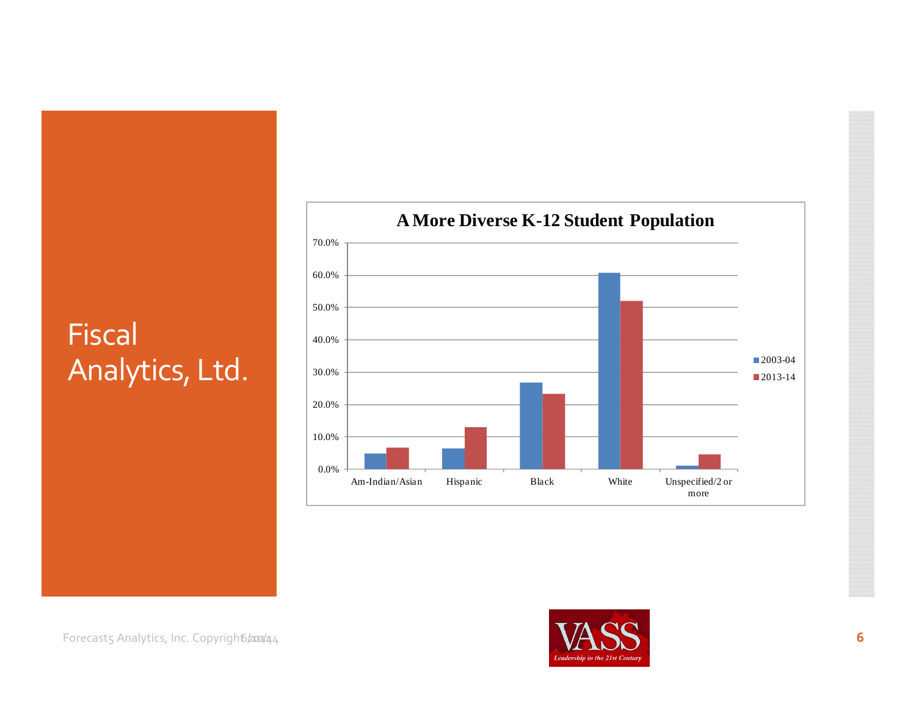# Fiscal Analytics, Ltd.

**A More Diverse K-12 Student Population**

| | 2003-04 | 2013-14 |
|---|---|---|
| Am-Indian/Asian | ~4.8% | ~6.6% |
| Hispanic | ~6.3% | ~13.0% |
| Black | ~26.8% | ~23.3% |
| White | ~60.8% | ~52.0% |
| Unspecified/2 or more | ~1.0% | ~4.5% |

Forecast5 Analytics, Inc. Copyright 6/20/14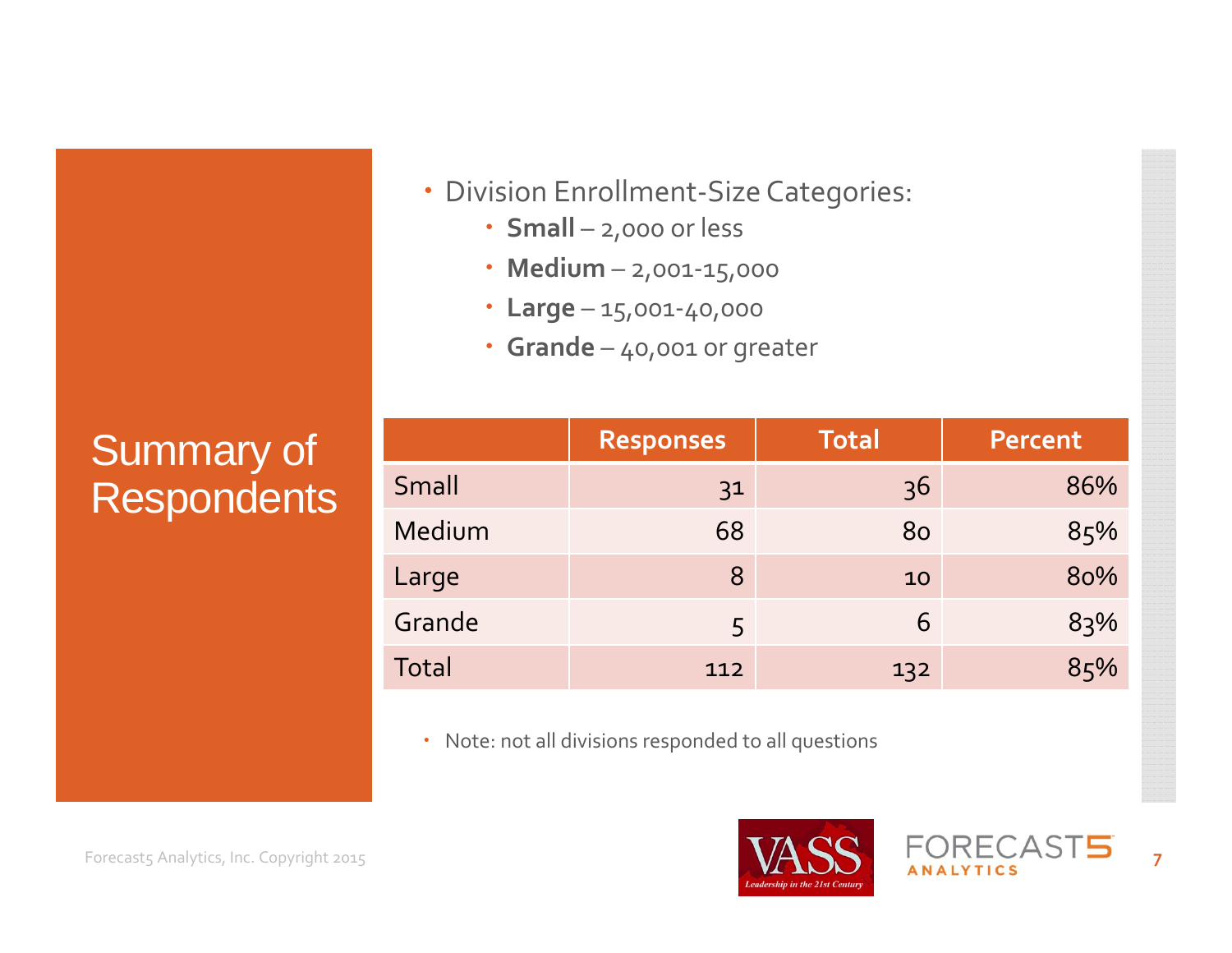# Summary of Respondents

- Division Enrollment-Size Categories:
  - **Small** – 2,000 or less
  - **Medium** – 2,001-15,000
  - **Large** – 15,001-40,000
  - **Grande** – 40,001 or greater

| | Responses | Total | Percent |
|---|---|---|---|
| Small | 31 | 36 | 86% |
| Medium | 68 | 80 | 85% |
| Large | 8 | 10 | 80% |
| Grande | 5 | 6 | 83% |
| Total | 112 | 132 | 85% |

- Note: not all divisions responded to all questions

Forecast5 Analytics, Inc. Copyright 2015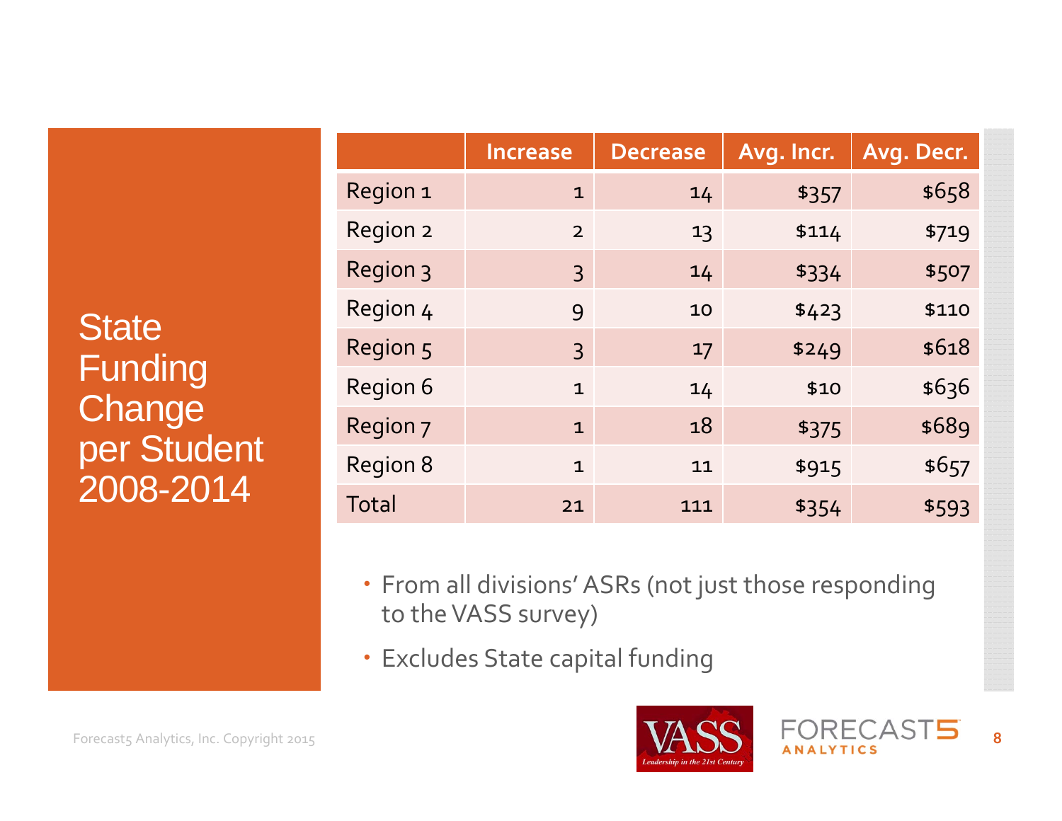# State Funding Change per Student 2008-2014

| | Increase | Decrease | Avg. Incr. | Avg. Decr. |
|---|---|---|---|---|
| Region 1 | 1 | 14 | $357 | $658 |
| Region 2 | 2 | 13 | $114 | $719 |
| Region 3 | 3 | 14 | $334 | $507 |
| Region 4 | 9 | 10 | $423 | $110 |
| Region 5 | 3 | 17 | $249 | $618 |
| Region 6 | 1 | 14 | $10 | $636 |
| Region 7 | 1 | 18 | $375 | $689 |
| Region 8 | 1 | 11 | $915 | $657 |
| Total | 21 | 111 | $354 | $593 |

- From all divisions' ASRs (not just those responding to the VASS survey)
- Excludes State capital funding

Forecast5 Analytics, Inc. Copyright 2015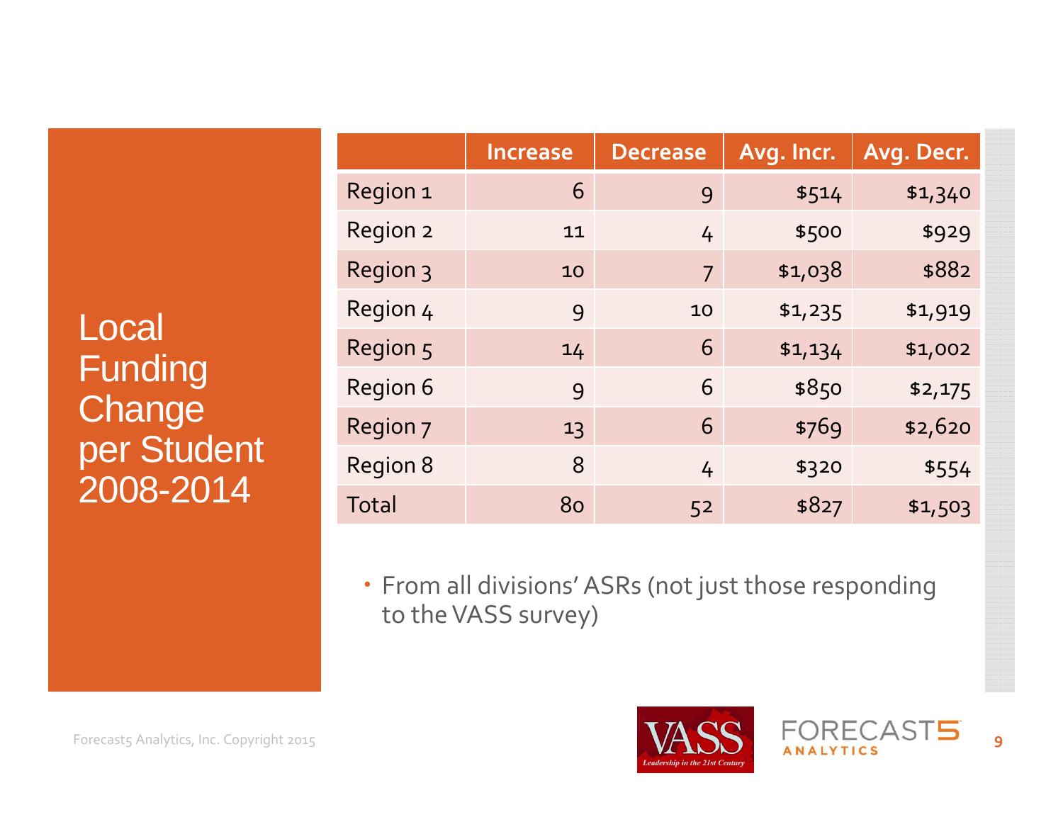# Local Funding Change per Student 2008-2014

| | Increase | Decrease | Avg. Incr. | Avg. Decr. |
|---|---|---|---|---|
| Region 1 | 6 | 9 | $514 | $1,340 |
| Region 2 | 11 | 4 | $500 | $929 |
| Region 3 | 10 | 7 | $1,038 | $882 |
| Region 4 | 9 | 10 | $1,235 | $1,919 |
| Region 5 | 14 | 6 | $1,134 | $1,002 |
| Region 6 | 9 | 6 | $850 | $2,175 |
| Region 7 | 13 | 6 | $769 | $2,620 |
| Region 8 | 8 | 4 | $320 | $554 |
| Total | 80 | 52 | $827 | $1,503 |

- From all divisions' ASRs (not just those responding to the VASS survey)

Forecast5 Analytics, Inc. Copyright 2015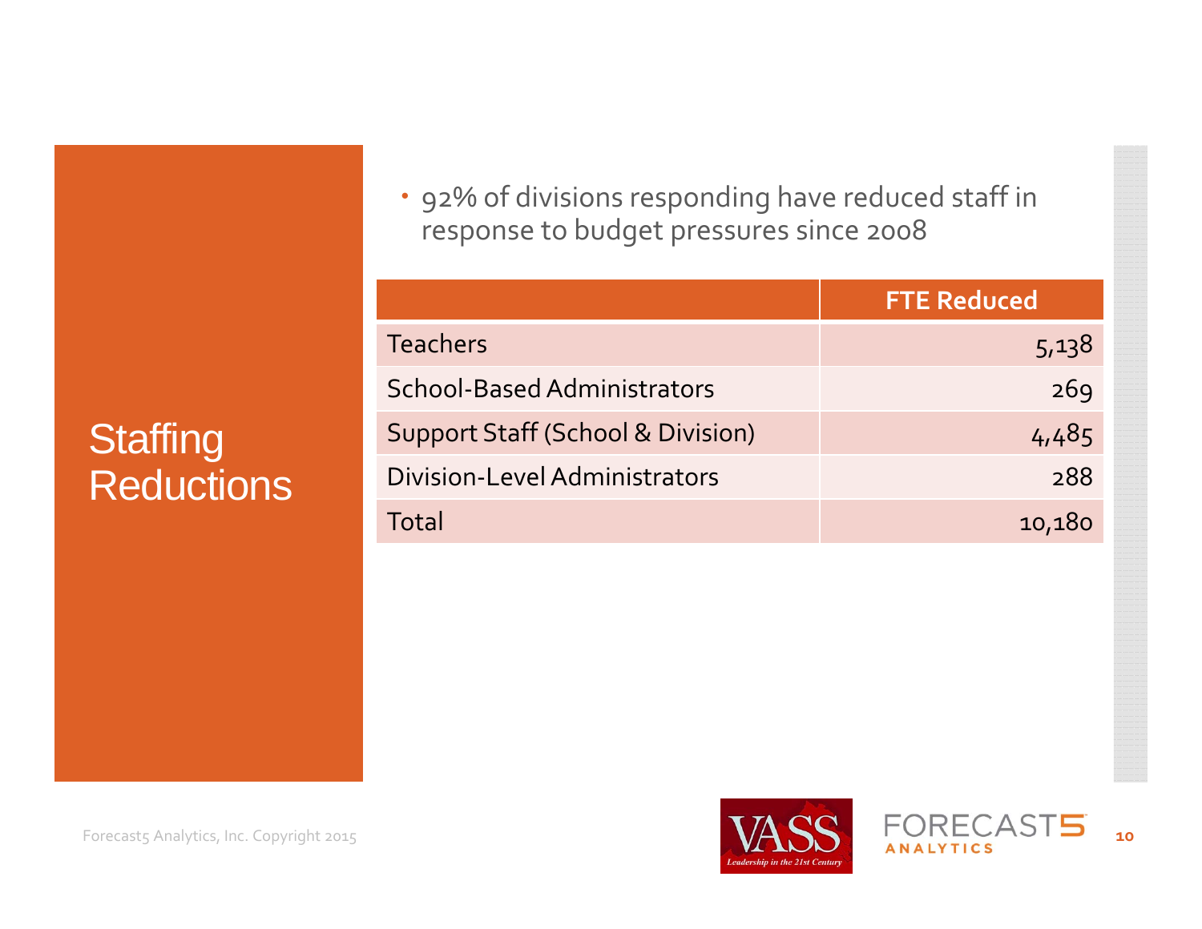# Staffing Reductions

- 92% of divisions responding have reduced staff in response to budget pressures since 2008

| | FTE Reduced |
|---|---:|
| Teachers | 5,138 |
| School-Based Administrators | 269 |
| Support Staff (School & Division) | 4,485 |
| Division-Level Administrators | 288 |
| Total | 10,180 |

Forecast5 Analytics, Inc. Copyright 2015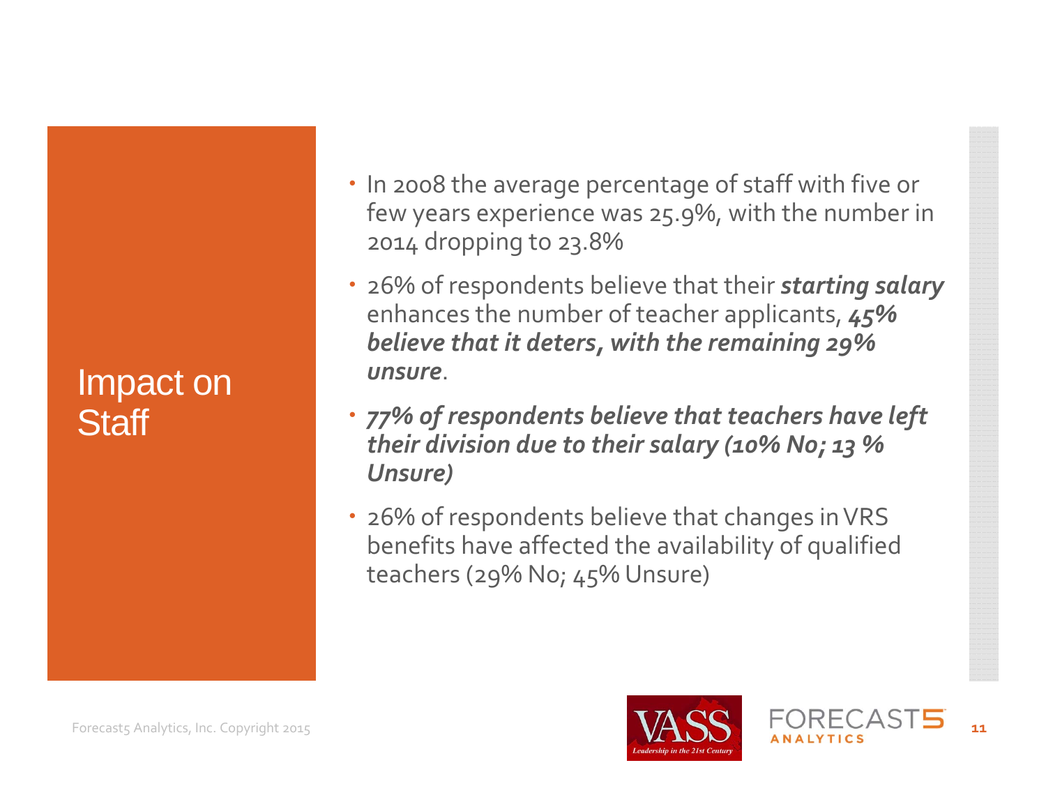# Impact on Staff

- In 2008 the average percentage of staff with five or few years experience was 25.9%, with the number in 2014 dropping to 23.8%
- 26% of respondents believe that their ***starting salary*** enhances the number of teacher applicants, ***45% believe that it deters, with the remaining 29% unsure***.
- ***77% of respondents believe that teachers have left their division due to their salary (10% No; 13 % Unsure)***
- 26% of respondents believe that changes in VRS benefits have affected the availability of qualified teachers (29% No; 45% Unsure)

Forecast5 Analytics, Inc. Copyright 2015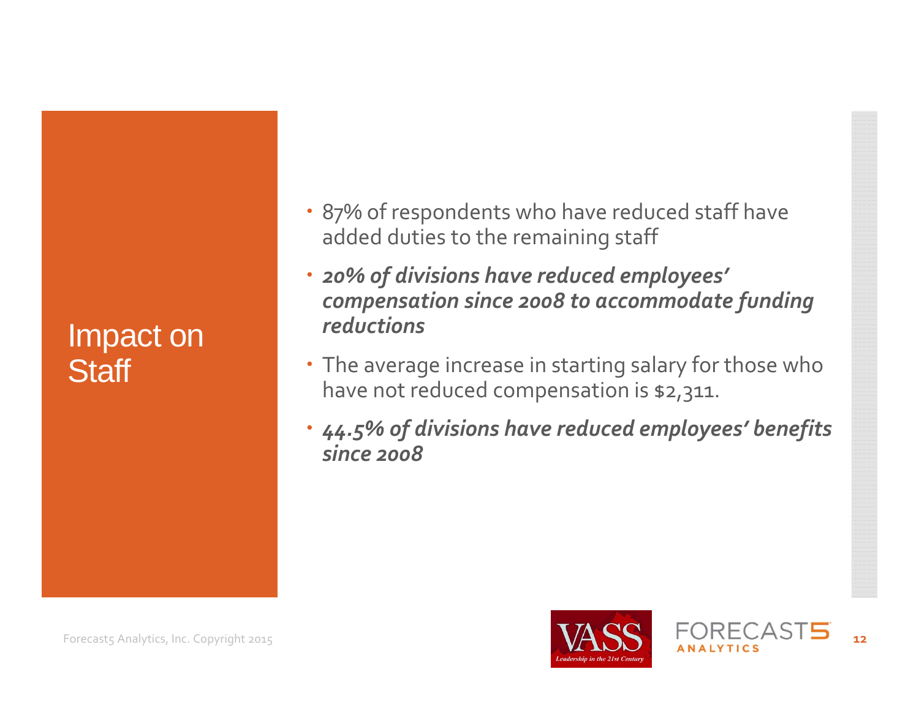# Impact on Staff

- 87% of respondents who have reduced staff have added duties to the remaining staff
- ***20% of divisions have reduced employees' compensation since 2008 to accommodate funding reductions***
- The average increase in starting salary for those who have not reduced compensation is $2,311.
- ***44.5% of divisions have reduced employees' benefits since 2008***

Forecast5 Analytics, Inc. Copyright 2015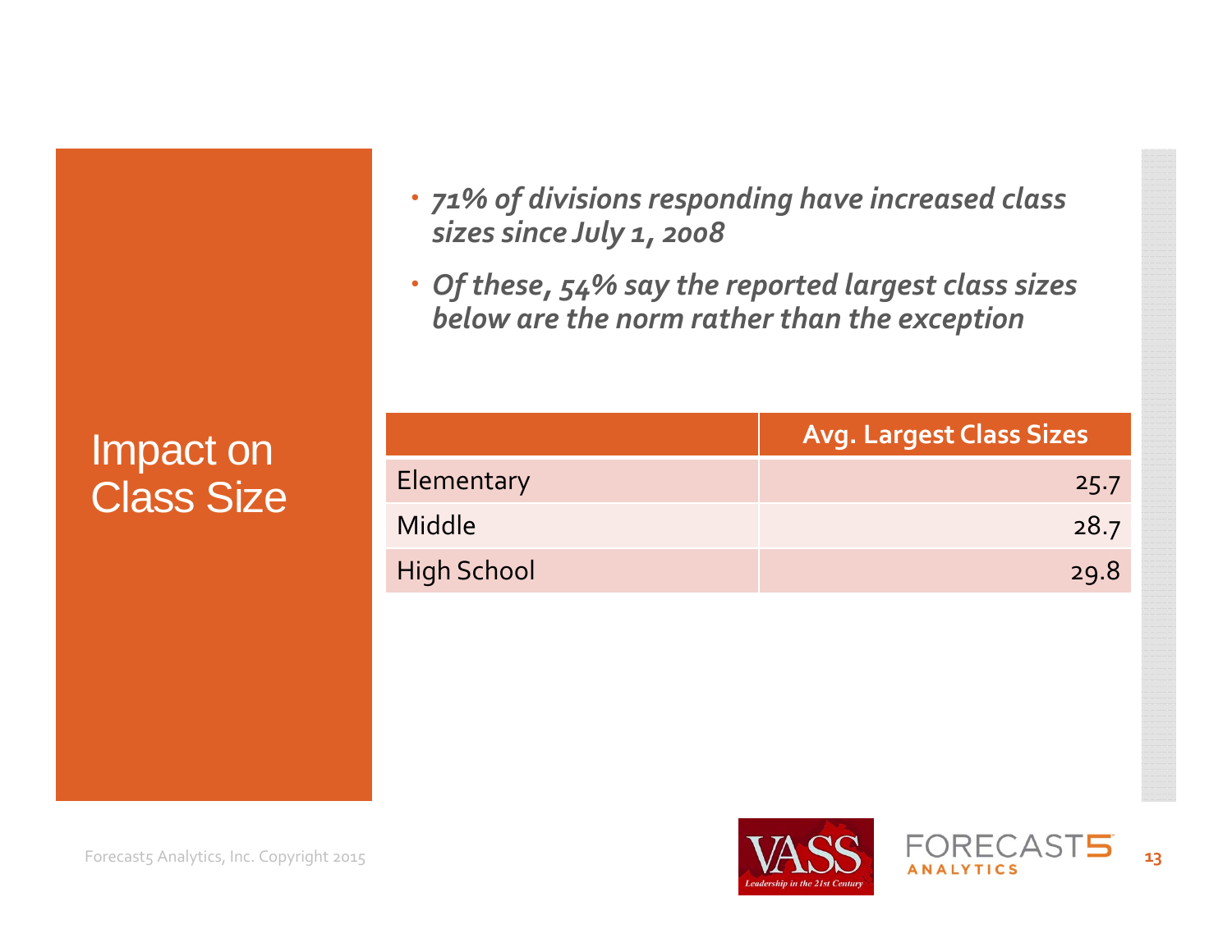# Impact on Class Size

- *71% of divisions responding have increased class sizes since July 1, 2008*
- *Of these, 54% say the reported largest class sizes below are the norm rather than the exception*

| | Avg. Largest Class Sizes |
|---|---|
| Elementary | 25.7 |
| Middle | 28.7 |
| High School | 29.8 |

Forecast5 Analytics, Inc. Copyright 2015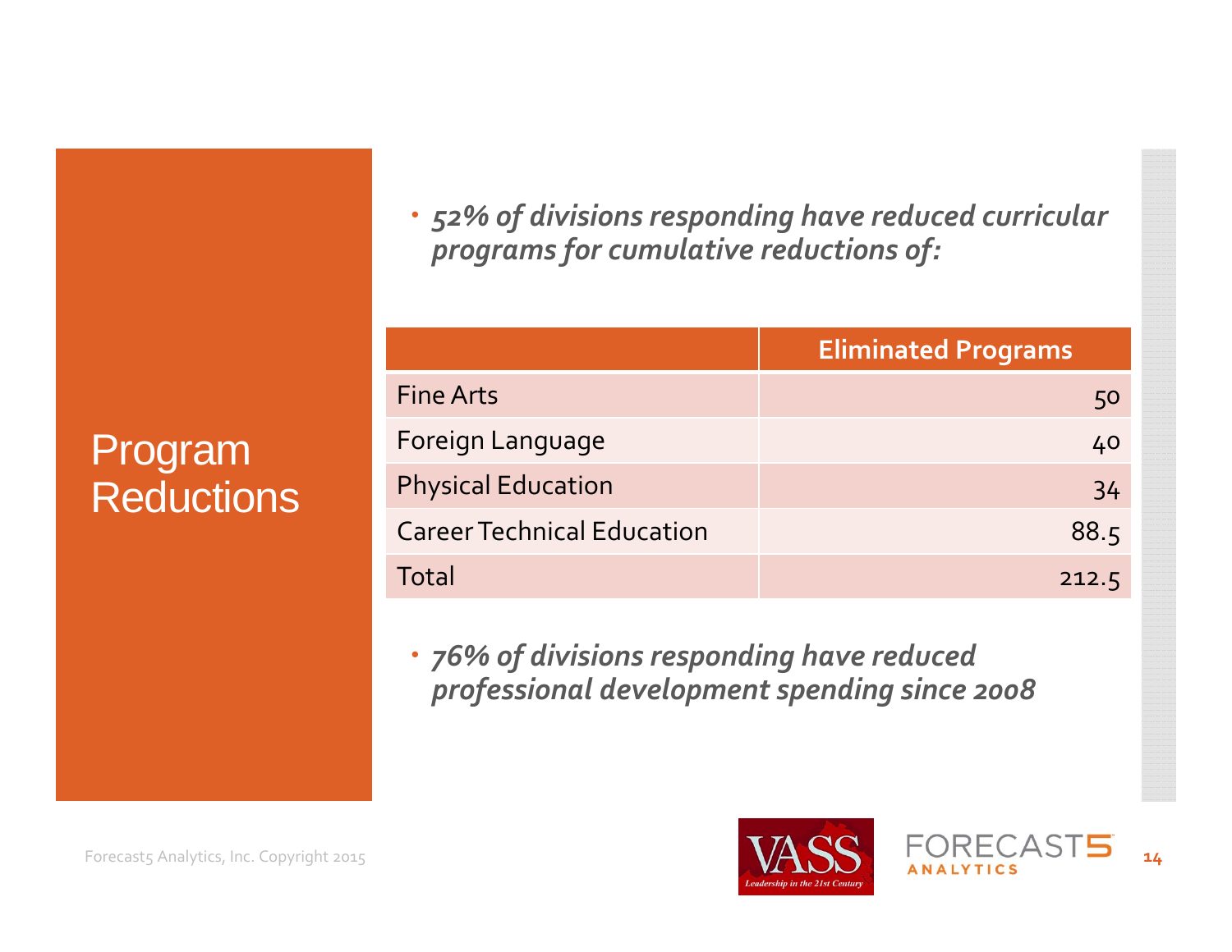# Program Reductions

- *52% of divisions responding have reduced curricular programs for cumulative reductions of:*

| | Eliminated Programs |
|---|---:|
| Fine Arts | 50 |
| Foreign Language | 40 |
| Physical Education | 34 |
| Career Technical Education | 88.5 |
| Total | 212.5 |

- *76% of divisions responding have reduced professional development spending since 2008*

Forecast5 Analytics, Inc. Copyright 2015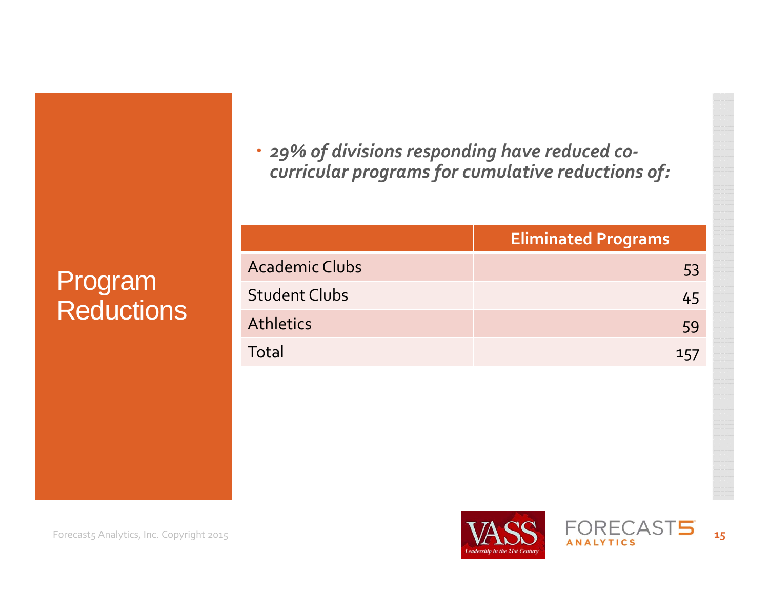# Program Reductions

- ***29% of divisions responding have reduced co-curricular programs for cumulative reductions of:***

| | Eliminated Programs |
|---|---|
| Academic Clubs | 53 |
| Student Clubs | 45 |
| Athletics | 59 |
| Total | 157 |

Forecast5 Analytics, Inc. Copyright 2015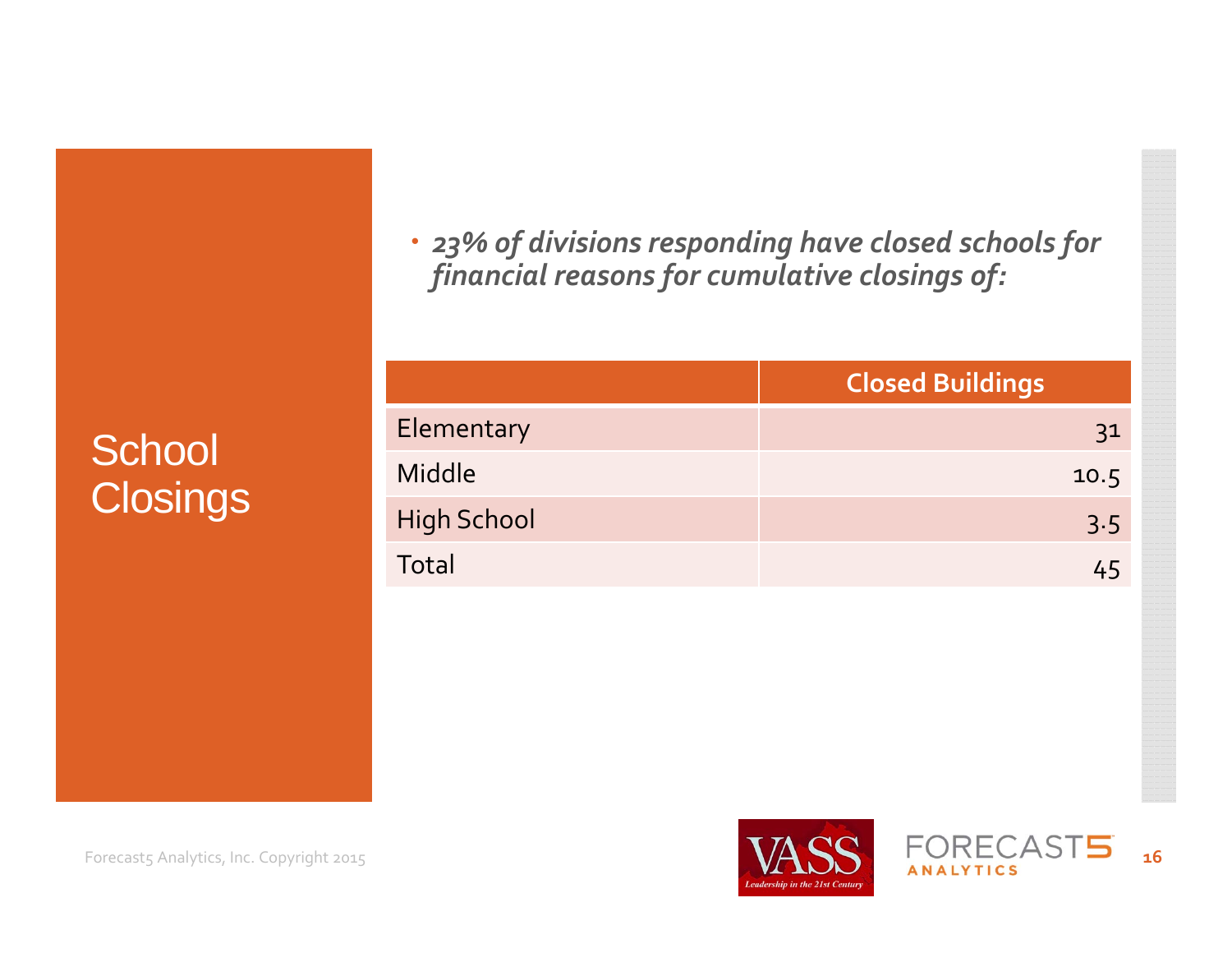# School Closings

- *23% of divisions responding have closed schools for financial reasons for cumulative closings of:*

| | Closed Buildings |
|---|---|
| Elementary | 31 |
| Middle | 10.5 |
| High School | 3.5 |
| Total | 45 |

Forecast5 Analytics, Inc. Copyright 2015